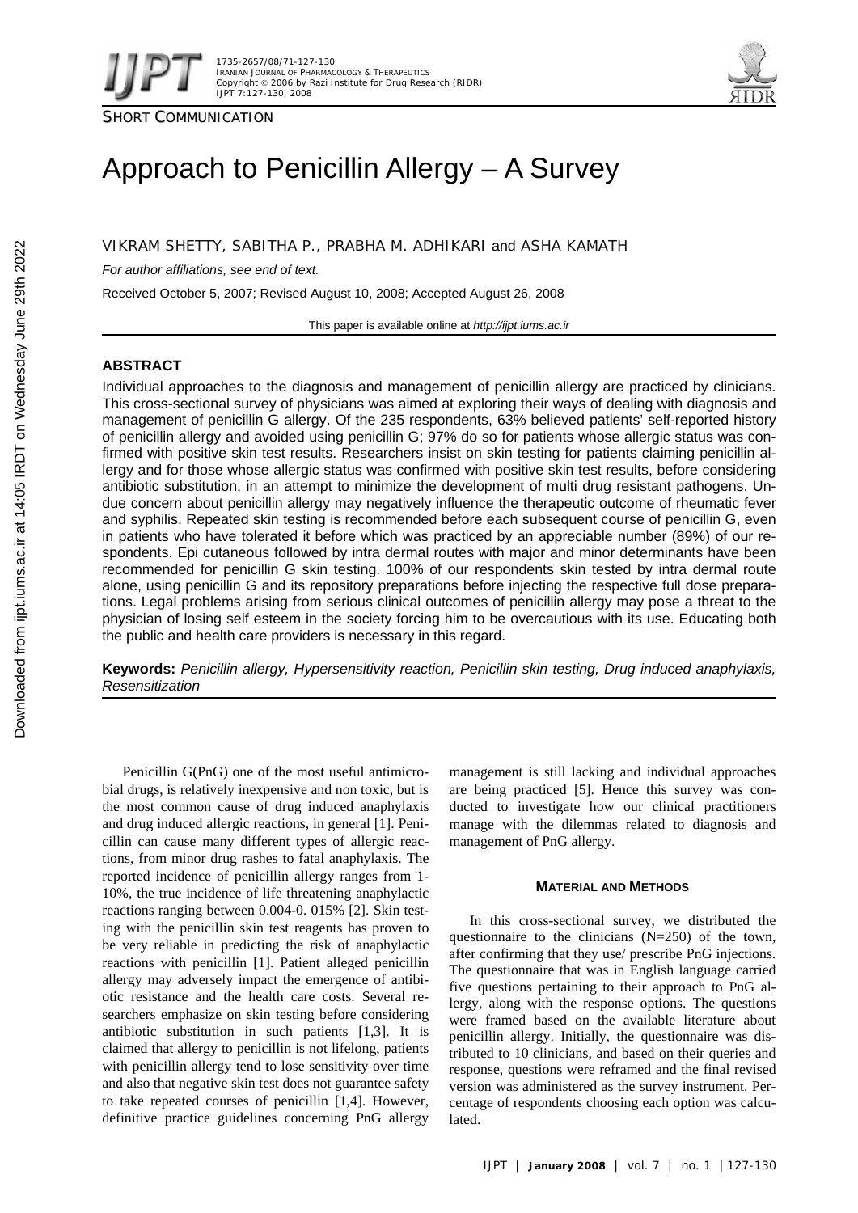SHORT COMMUNICATION

# Approach to Penicillin Allergy – A Survey

VIKRAM SHETTY, SABITHA P., PRABHA M. ADHIKARI and ASHA KAMATH

*For author affiliations, see end of text.*

Received October 5, 2007; Revised August 10, 2008; Accepted August 26, 2008

This paper is available online at *http://ijpt.iums.ac.ir*

## ABSTRACT

Individual approaches to the diagnosis and management of penicillin allergy are practiced by clinicians. This cross-sectional survey of physicians was aimed at exploring their ways of dealing with diagnosis and management of penicillin G allergy. Of the 235 respondents, 63% believed patients' self-reported history of penicillin allergy and avoided using penicillin G; 97% do so for patients whose allergic status was confirmed with positive skin test results. Researchers insist on skin testing for patients claiming penicillin allergy and for those whose allergic status was confirmed with positive skin test results, before considering antibiotic substitution, in an attempt to minimize the development of multi drug resistant pathogens. Undue concern about penicillin allergy may negatively influence the therapeutic outcome of rheumatic fever and syphilis. Repeated skin testing is recommended before each subsequent course of penicillin G, even in patients who have tolerated it before which was practiced by an appreciable number (89%) of our respondents. Epi cutaneous followed by intra dermal routes with major and minor determinants have been recommended for penicillin G skin testing. 100% of our respondents skin tested by intra dermal route alone, using penicillin G and its repository preparations before injecting the respective full dose preparations. Legal problems arising from serious clinical outcomes of penicillin allergy may pose a threat to the physician of losing self esteem in the society forcing him to be overcautious with its use. Educating both the public and health care providers is necessary in this regard.

**Keywords:** *Penicillin allergy, Hypersensitivity reaction, Penicillin skin testing, Drug induced anaphylaxis, Resensitization*

Penicillin G(PnG) one of the most useful antimicrobial drugs, is relatively inexpensive and non toxic, but is the most common cause of drug induced anaphylaxis and drug induced allergic reactions, in general [1]. Penicillin can cause many different types of allergic reactions, from minor drug rashes to fatal anaphylaxis. The reported incidence of penicillin allergy ranges from 1-10%, the true incidence of life threatening anaphylactic reactions ranging between 0.004-0. 015% [2]. Skin testing with the penicillin skin test reagents has proven to be very reliable in predicting the risk of anaphylactic reactions with penicillin [1]. Patient alleged penicillin allergy may adversely impact the emergence of antibiotic resistance and the health care costs. Several researchers emphasize on skin testing before considering antibiotic substitution in such patients [1,3]. It is claimed that allergy to penicillin is not lifelong, patients with penicillin allergy tend to lose sensitivity over time and also that negative skin test does not guarantee safety to take repeated courses of penicillin [1,4]. However, definitive practice guidelines concerning PnG allergy management is still lacking and individual approaches are being practiced [5]. Hence this survey was conducted to investigate how our clinical practitioners manage with the dilemmas related to diagnosis and management of PnG allergy.

## MATERIAL AND METHODS

In this cross-sectional survey, we distributed the questionnaire to the clinicians (N=250) of the town, after confirming that they use/ prescribe PnG injections. The questionnaire that was in English language carried five questions pertaining to their approach to PnG allergy, along with the response options. The questions were framed based on the available literature about penicillin allergy. Initially, the questionnaire was distributed to 10 clinicians, and based on their queries and response, questions were reframed and the final revised version was administered as the survey instrument. Percentage of respondents choosing each option was calculated.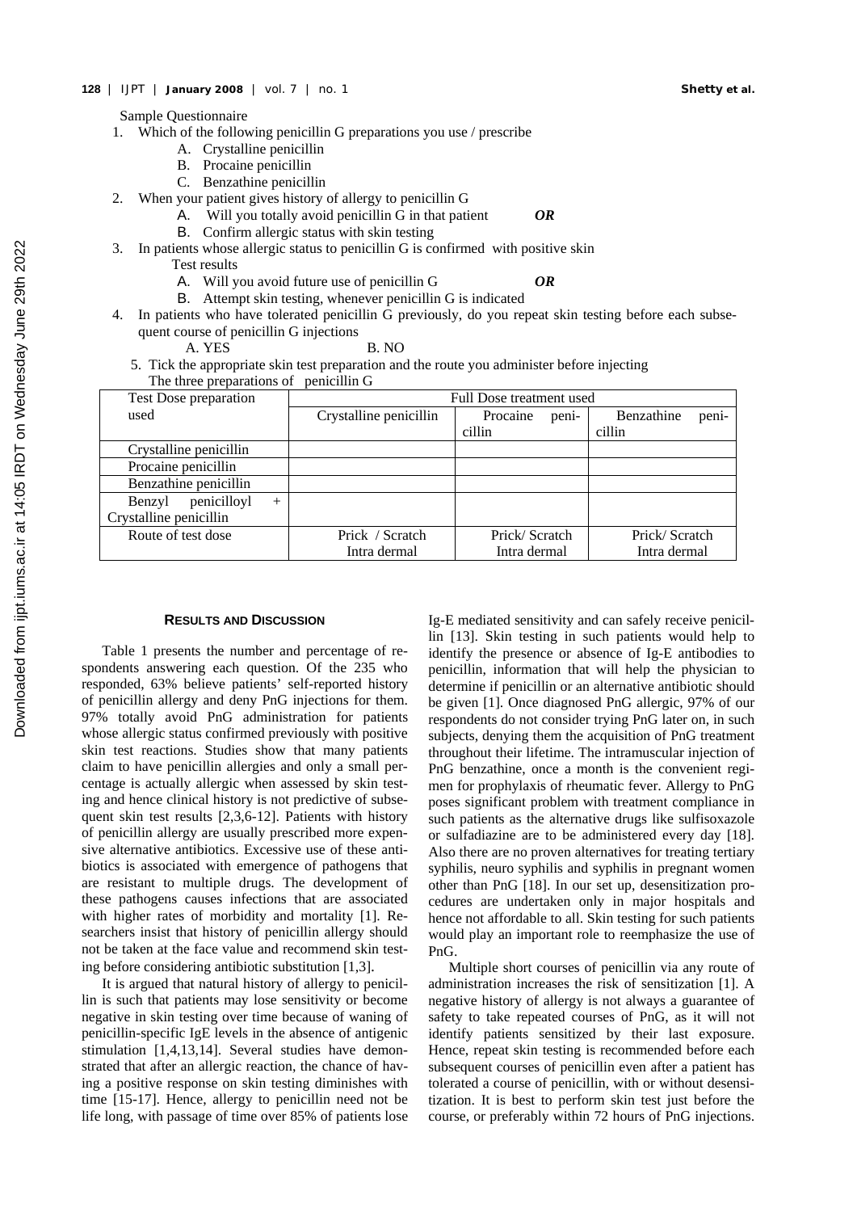Sample Questionnaire

1. Which of the following penicillin G preparations you use / prescribe
   - A. Crystalline penicillin
   - B. Procaine penicillin
   - C. Benzathine penicillin
2. When your patient gives history of allergy to penicillin G
   - A. Will you totally avoid penicillin G in that patient ***OR***
   - B. Confirm allergic status with skin testing
3. In patients whose allergic status to penicillin G is confirmed with positive skin Test results
   - A. Will you avoid future use of penicillin G ***OR***
   - B. Attempt skin testing, whenever penicillin G is indicated
4. In patients who have tolerated penicillin G previously, do you repeat skin testing before each subsequent course of penicillin G injections
   - A. YES B. NO
5. Tick the appropriate skin test preparation and the route you administer before injecting The three preparations of penicillin G

| Test Dose preparation used | Full Dose treatment used | | |
|---|---|---|---|
| | Crystalline penicillin | Procaine penicillin | Benzathine penicillin |
| Crystalline penicillin | | | |
| Procaine penicillin | | | |
| Benzathine penicillin | | | |
| Benzyl penicilloyl + Crystalline penicillin | | | |
| Route of test dose | Prick / Scratch Intra dermal | Prick/ Scratch Intra dermal | Prick/ Scratch Intra dermal |

## RESULTS AND DISCUSSION

Table 1 presents the number and percentage of respondents answering each question. Of the 235 who responded, 63% believe patients' self-reported history of penicillin allergy and deny PnG injections for them. 97% totally avoid PnG administration for patients whose allergic status confirmed previously with positive skin test reactions. Studies show that many patients claim to have penicillin allergies and only a small percentage is actually allergic when assessed by skin testing and hence clinical history is not predictive of subsequent skin test results [2,3,6-12]. Patients with history of penicillin allergy are usually prescribed more expensive alternative antibiotics. Excessive use of these antibiotics is associated with emergence of pathogens that are resistant to multiple drugs. The development of these pathogens causes infections that are associated with higher rates of morbidity and mortality [1]. Researchers insist that history of penicillin allergy should not be taken at the face value and recommend skin testing before considering antibiotic substitution [1,3].

It is argued that natural history of allergy to penicillin is such that patients may lose sensitivity or become negative in skin testing over time because of waning of penicillin-specific IgE levels in the absence of antigenic stimulation [1,4,13,14]. Several studies have demonstrated that after an allergic reaction, the chance of having a positive response on skin testing diminishes with time [15-17]. Hence, allergy to penicillin need not be life long, with passage of time over 85% of patients lose Ig-E mediated sensitivity and can safely receive penicillin [13]. Skin testing in such patients would help to identify the presence or absence of Ig-E antibodies to penicillin, information that will help the physician to determine if penicillin or an alternative antibiotic should be given [1]. Once diagnosed PnG allergic, 97% of our respondents do not consider trying PnG later on, in such subjects, denying them the acquisition of PnG treatment throughout their lifetime. The intramuscular injection of PnG benzathine, once a month is the convenient regimen for prophylaxis of rheumatic fever. Allergy to PnG poses significant problem with treatment compliance in such patients as the alternative drugs like sulfisoxazole or sulfadiazine are to be administered every day [18]. Also there are no proven alternatives for treating tertiary syphilis, neuro syphilis and syphilis in pregnant women other than PnG [18]. In our set up, desensitization procedures are undertaken only in major hospitals and hence not affordable to all. Skin testing for such patients would play an important role to reemphasize the use of PnG.

Multiple short courses of penicillin via any route of administration increases the risk of sensitization [1]. A negative history of allergy is not always a guarantee of safety to take repeated courses of PnG, as it will not identify patients sensitized by their last exposure. Hence, repeat skin testing is recommended before each subsequent courses of penicillin even after a patient has tolerated a course of penicillin, with or without desensitization. It is best to perform skin test just before the course, or preferably within 72 hours of PnG injections.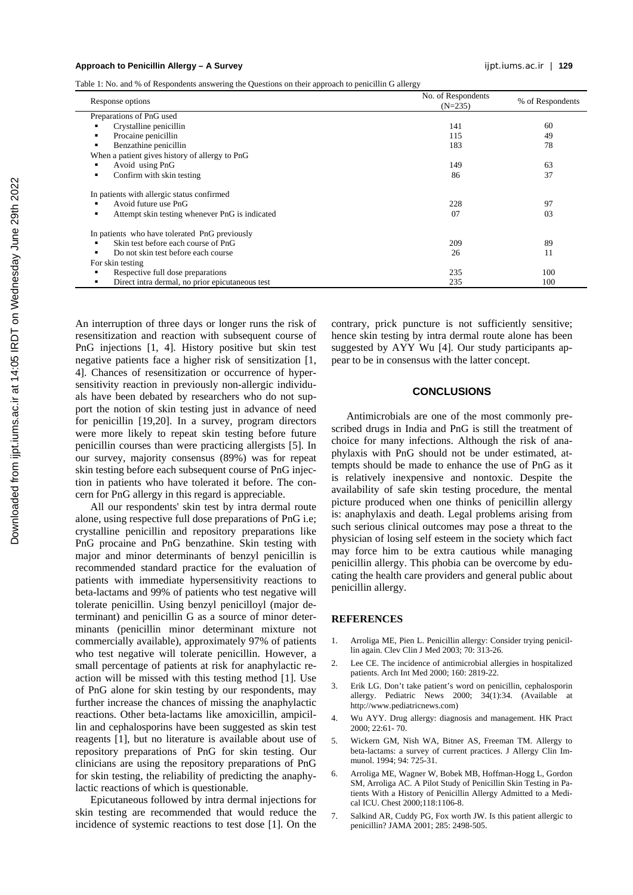Table 1: No. and % of Respondents answering the Questions on their approach to penicillin G allergy

| Response options | No. of Respondents (N=235) | % of Respondents |
|---|---|---|
| Preparations of PnG used | | |
| ▪ Crystalline penicillin | 141 | 60 |
| ▪ Procaine penicillin | 115 | 49 |
| ▪ Benzathine penicillin | 183 | 78 |
| When a patient gives history of allergy to PnG | | |
| ▪ Avoid using PnG | 149 | 63 |
| ▪ Confirm with skin testing | 86 | 37 |
| In patients with allergic status confirmed | | |
| ▪ Avoid future use PnG | 228 | 97 |
| ▪ Attempt skin testing whenever PnG is indicated | 07 | 03 |
| In patients who have tolerated PnG previously | | |
| ▪ Skin test before each course of PnG | 209 | 89 |
| ▪ Do not skin test before each course | 26 | 11 |
| For skin testing | | |
| ▪ Respective full dose preparations | 235 | 100 |
| ▪ Direct intra dermal, no prior epicutaneous test | 235 | 100 |

An interruption of three days or longer runs the risk of resensitization and reaction with subsequent course of PnG injections [1, 4]. History positive but skin test negative patients face a higher risk of sensitization [1, 4]. Chances of resensitization or occurrence of hypersensitivity reaction in previously non-allergic individuals have been debated by researchers who do not support the notion of skin testing just in advance of need for penicillin [19,20]. In a survey, program directors were more likely to repeat skin testing before future penicillin courses than were practicing allergists [5]. In our survey, majority consensus (89%) was for repeat skin testing before each subsequent course of PnG injection in patients who have tolerated it before. The concern for PnG allergy in this regard is appreciable.

All our respondents' skin test by intra dermal route alone, using respective full dose preparations of PnG i.e; crystalline penicillin and repository preparations like PnG procaine and PnG benzathine. Skin testing with major and minor determinants of benzyl penicillin is recommended standard practice for the evaluation of patients with immediate hypersensitivity reactions to beta-lactams and 99% of patients who test negative will tolerate penicillin. Using benzyl penicilloyl (major determinant) and penicillin G as a source of minor determinants (penicillin minor determinant mixture not commercially available), approximately 97% of patients who test negative will tolerate penicillin. However, a small percentage of patients at risk for anaphylactic reaction will be missed with this testing method [1]. Use of PnG alone for skin testing by our respondents, may further increase the chances of missing the anaphylactic reactions. Other beta-lactams like amoxicillin, ampicillin and cephalosporins have been suggested as skin test reagents [1], but no literature is available about use of repository preparations of PnG for skin testing. Our clinicians are using the repository preparations of PnG for skin testing, the reliability of predicting the anaphylactic reactions of which is questionable.

Epicutaneous followed by intra dermal injections for skin testing are recommended that would reduce the incidence of systemic reactions to test dose [1]. On the contrary, prick puncture is not sufficiently sensitive; hence skin testing by intra dermal route alone has been suggested by AYY Wu [4]. Our study participants appear to be in consensus with the latter concept.

## CONCLUSIONS

Antimicrobials are one of the most commonly prescribed drugs in India and PnG is still the treatment of choice for many infections. Although the risk of anaphylaxis with PnG should not be under estimated, attempts should be made to enhance the use of PnG as it is relatively inexpensive and nontoxic. Despite the availability of safe skin testing procedure, the mental picture produced when one thinks of penicillin allergy is: anaphylaxis and death. Legal problems arising from such serious clinical outcomes may pose a threat to the physician of losing self esteem in the society which fact may force him to be extra cautious while managing penicillin allergy. This phobia can be overcome by educating the health care providers and general public about penicillin allergy.

## REFERENCES

1. Arroliga ME, Pien L. Penicillin allergy: Consider trying penicillin again. Clev Clin J Med 2003; 70: 313-26.
2. Lee CE. The incidence of antimicrobial allergies in hospitalized patients. Arch Int Med 2000; 160: 2819-22.
3. Erik LG. Don't take patient's word on penicillin, cephalosporin allergy. Pediatric News 2000; 34(1):34. (Available at http://www.pediatricnews.com)
4. Wu AYY. Drug allergy: diagnosis and management. HK Pract 2000; 22:61- 70.
5. Wickern GM, Nish WA, Bitner AS, Freeman TM. Allergy to beta-lactams: a survey of current practices. J Allergy Clin Immunol. 1994; 94: 725-31.
6. Arroliga ME, Wagner W, Bobek MB, Hoffman-Hogg L, Gordon SM, Arroliga AC. A Pilot Study of Penicillin Skin Testing in Patients With a History of Penicillin Allergy Admitted to a Medical ICU. Chest 2000;118:1106-8.
7. Salkind AR, Cuddy PG, Fox worth JW. Is this patient allergic to penicillin? JAMA 2001; 285: 2498-505.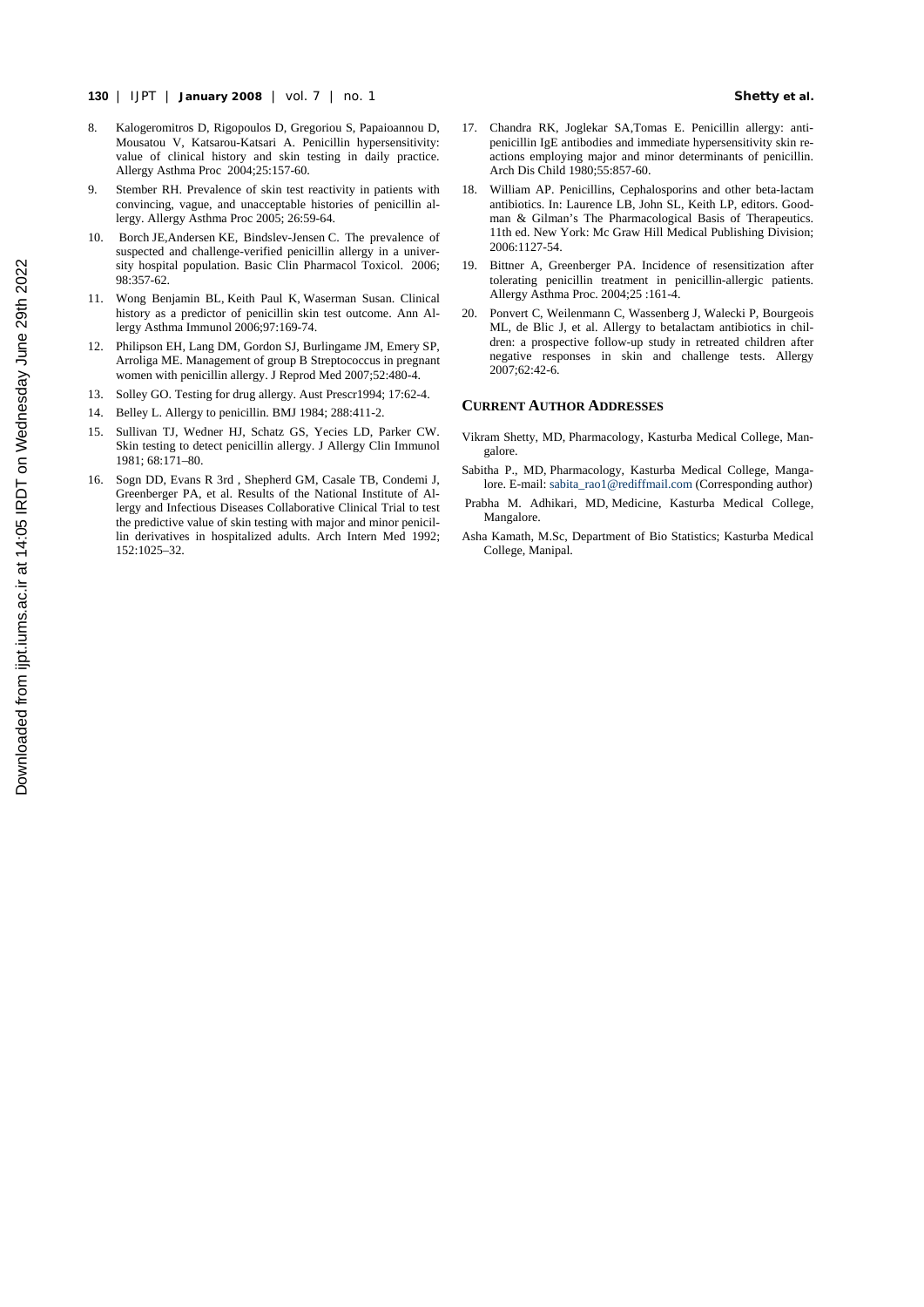8. Kalogeromitros D, Rigopoulos D, Gregoriou S, Papaioannou D, Mousatou V, Katsarou-Katsari A. Penicillin hypersensitivity: value of clinical history and skin testing in daily practice. Allergy Asthma Proc 2004;25:157-60.
9. Stember RH. Prevalence of skin test reactivity in patients with convincing, vague, and unacceptable histories of penicillin allergy. Allergy Asthma Proc 2005; 26:59-64.
10. Borch JE,Andersen KE, Bindslev-Jensen C. The prevalence of suspected and challenge-verified penicillin allergy in a university hospital population. Basic Clin Pharmacol Toxicol. 2006; 98:357-62.
11. Wong Benjamin BL, Keith Paul K, Waserman Susan. Clinical history as a predictor of penicillin skin test outcome. Ann Allergy Asthma Immunol 2006;97:169-74.
12. Philipson EH, Lang DM, Gordon SJ, Burlingame JM, Emery SP, Arroliga ME. Management of group B Streptococcus in pregnant women with penicillin allergy. J Reprod Med 2007;52:480-4.
13. Solley GO. Testing for drug allergy. Aust Prescr1994; 17:62-4.
14. Belley L. Allergy to penicillin. BMJ 1984; 288:411-2.
15. Sullivan TJ, Wedner HJ, Schatz GS, Yecies LD, Parker CW. Skin testing to detect penicillin allergy. J Allergy Clin Immunol 1981; 68:171–80.
16. Sogn DD, Evans R 3rd , Shepherd GM, Casale TB, Condemi J, Greenberger PA, et al. Results of the National Institute of Allergy and Infectious Diseases Collaborative Clinical Trial to test the predictive value of skin testing with major and minor penicillin derivatives in hospitalized adults. Arch Intern Med 1992; 152:1025–32.
17. Chandra RK, Joglekar SA,Tomas E. Penicillin allergy: anti-penicillin IgE antibodies and immediate hypersensitivity skin reactions employing major and minor determinants of penicillin. Arch Dis Child 1980;55:857-60.
18. William AP. Penicillins, Cephalosporins and other beta-lactam antibiotics. In: Laurence LB, John SL, Keith LP, editors. Goodman & Gilman's The Pharmacological Basis of Therapeutics. 11th ed. New York: Mc Graw Hill Medical Publishing Division; 2006:1127-54.
19. Bittner A, Greenberger PA. Incidence of resensitization after tolerating penicillin treatment in penicillin-allergic patients. Allergy Asthma Proc. 2004;25 :161-4.
20. Ponvert C, Weilenmann C, Wassenberg J, Walecki P, Bourgeois ML, de Blic J, et al. Allergy to betalactam antibiotics in children: a prospective follow-up study in retreated children after negative responses in skin and challenge tests. Allergy 2007;62:42-6.

## CURRENT AUTHOR ADDRESSES

Vikram Shetty, MD, Pharmacology, Kasturba Medical College, Mangalore.

Sabitha P., MD, Pharmacology, Kasturba Medical College, Mangalore. E-mail: sabita_rao1@rediffmail.com (Corresponding author)

Prabha M. Adhikari, MD, Medicine, Kasturba Medical College, Mangalore.

Asha Kamath, M.Sc, Department of Bio Statistics; Kasturba Medical College, Manipal.